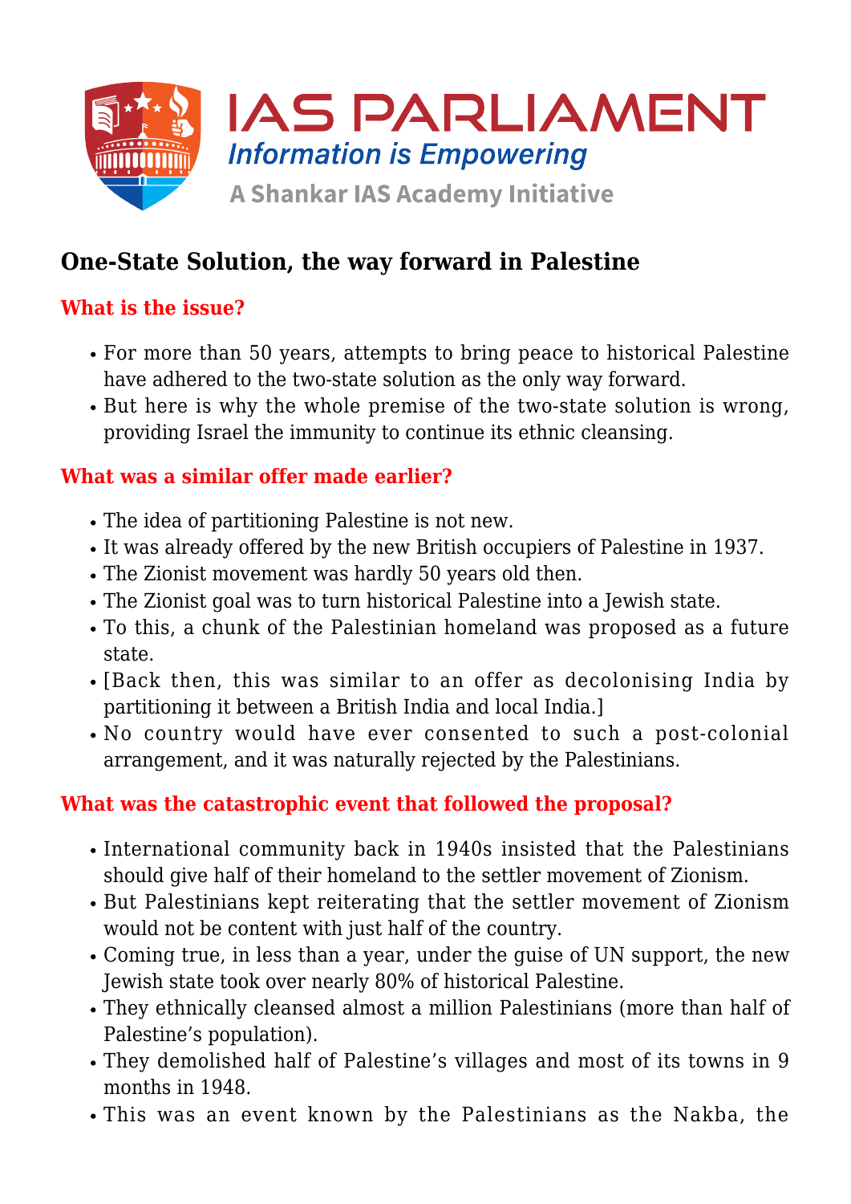# One-State Solution, the way forward in Palestine

## What is the issue?

- For more than 50 years, attempts to bring peace to historical Palestine have adhered to the two-state solution as the only way forward.
- But here is why the whole premise of the two-state solution is wrong, providing Israel the immunity to continue its ethnic cleansing.

## What was a similar offer made earlier?

- The idea of partitioning Palestine is not new.
- It was already offered by the new British occupiers of Palestine in 1937.
- The Zionist movement was hardly 50 years old then.
- The Zionist goal was to turn historical Palestine into a Jewish state.
- To this, a chunk of the Palestinian homeland was proposed as a future state.
- [Back then, this was similar to an offer as decolonising India by partitioning it between a British India and local India.]
- No country would have ever consented to such a post-colonial arrangement, and it was naturally rejected by the Palestinians.

## What was the catastrophic event that followed the proposal?

- International community back in 1940s insisted that the Palestinians should give half of their homeland to the settler movement of Zionism.
- But Palestinians kept reiterating that the settler movement of Zionism would not be content with just half of the country.
- Coming true, in less than a year, under the guise of UN support, the new Jewish state took over nearly 80% of historical Palestine.
- They ethnically cleansed almost a million Palestinians (more than half of Palestine's population).
- They demolished half of Palestine's villages and most of its towns in 9 months in 1948.
- This was an event known by the Palestinians as the Nakba, the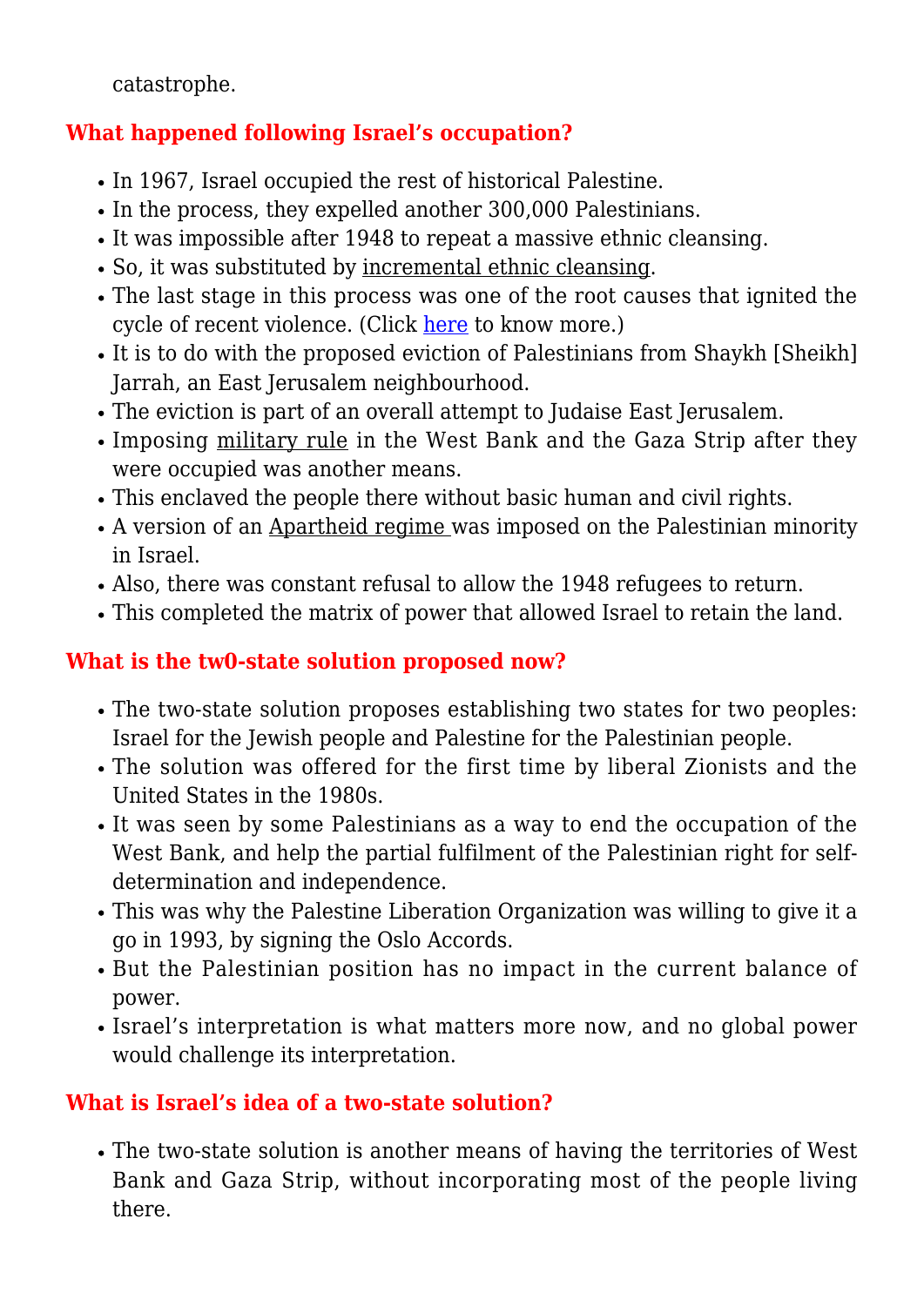catastrophe.

## What happened following Israel's occupation?

- In 1967, Israel occupied the rest of historical Palestine.
- In the process, they expelled another 300,000 Palestinians.
- It was impossible after 1948 to repeat a massive ethnic cleansing.
- So, it was substituted by incremental ethnic cleansing.
- The last stage in this process was one of the root causes that ignited the cycle of recent violence. (Click here to know more.)
- It is to do with the proposed eviction of Palestinians from Shaykh [Sheikh] Jarrah, an East Jerusalem neighbourhood.
- The eviction is part of an overall attempt to Judaise East Jerusalem.
- Imposing military rule in the West Bank and the Gaza Strip after they were occupied was another means.
- This enclaved the people there without basic human and civil rights.
- A version of an Apartheid regime was imposed on the Palestinian minority in Israel.
- Also, there was constant refusal to allow the 1948 refugees to return.
- This completed the matrix of power that allowed Israel to retain the land.

## What is the tw0-state solution proposed now?

- The two-state solution proposes establishing two states for two peoples: Israel for the Jewish people and Palestine for the Palestinian people.
- The solution was offered for the first time by liberal Zionists and the United States in the 1980s.
- It was seen by some Palestinians as a way to end the occupation of the West Bank, and help the partial fulfilment of the Palestinian right for self-determination and independence.
- This was why the Palestine Liberation Organization was willing to give it a go in 1993, by signing the Oslo Accords.
- But the Palestinian position has no impact in the current balance of power.
- Israel's interpretation is what matters more now, and no global power would challenge its interpretation.

## What is Israel's idea of a two-state solution?

- The two-state solution is another means of having the territories of West Bank and Gaza Strip, without incorporating most of the people living there.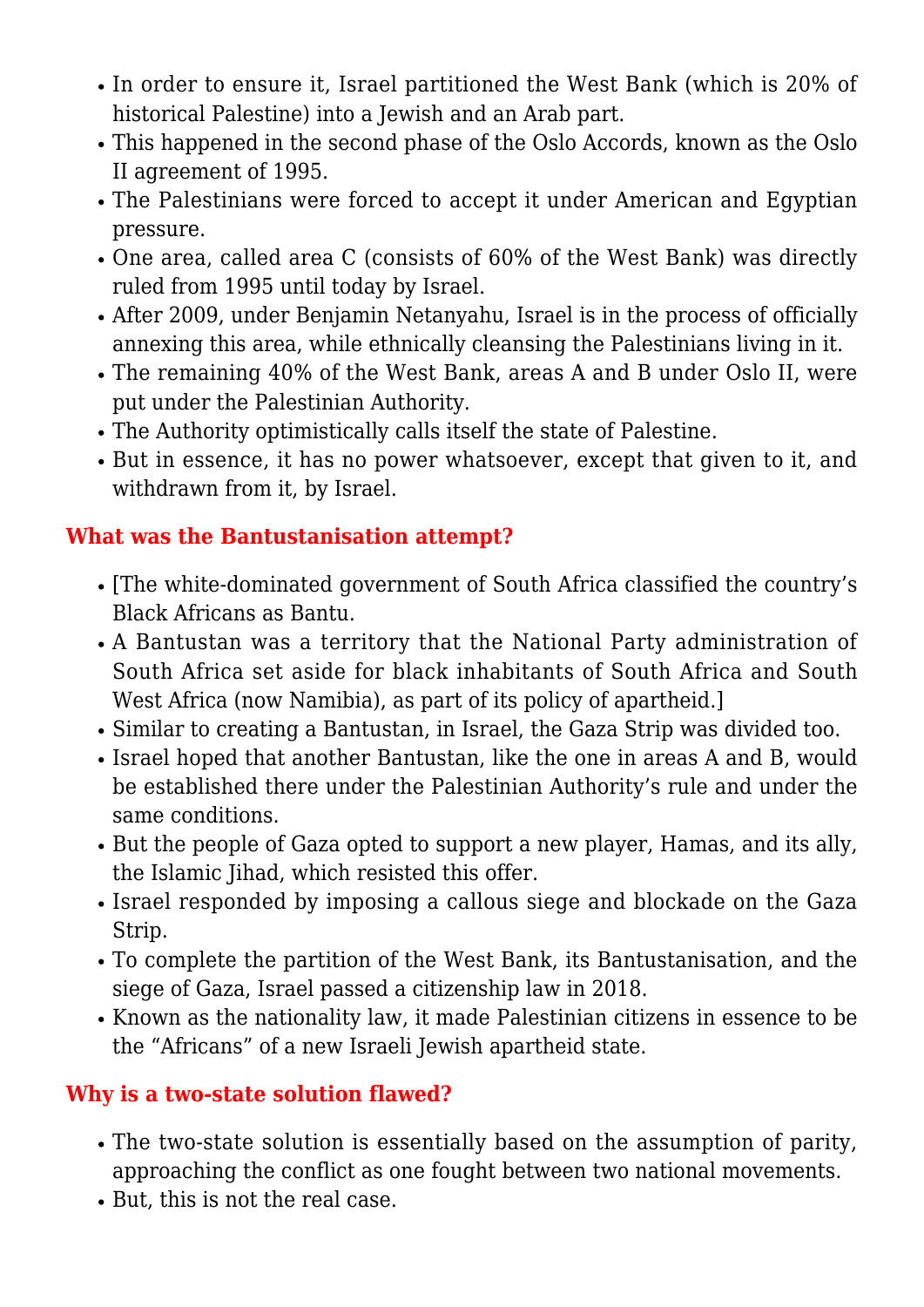- In order to ensure it, Israel partitioned the West Bank (which is 20% of historical Palestine) into a Jewish and an Arab part.
- This happened in the second phase of the Oslo Accords, known as the Oslo II agreement of 1995.
- The Palestinians were forced to accept it under American and Egyptian pressure.
- One area, called area C (consists of 60% of the West Bank) was directly ruled from 1995 until today by Israel.
- After 2009, under Benjamin Netanyahu, Israel is in the process of officially annexing this area, while ethnically cleansing the Palestinians living in it.
- The remaining 40% of the West Bank, areas A and B under Oslo II, were put under the Palestinian Authority.
- The Authority optimistically calls itself the state of Palestine.
- But in essence, it has no power whatsoever, except that given to it, and withdrawn from it, by Israel.

### What was the Bantustanisation attempt?

- [The white-dominated government of South Africa classified the country's Black Africans as Bantu.
- A Bantustan was a territory that the National Party administration of South Africa set aside for black inhabitants of South Africa and South West Africa (now Namibia), as part of its policy of apartheid.]
- Similar to creating a Bantustan, in Israel, the Gaza Strip was divided too.
- Israel hoped that another Bantustan, like the one in areas A and B, would be established there under the Palestinian Authority's rule and under the same conditions.
- But the people of Gaza opted to support a new player, Hamas, and its ally, the Islamic Jihad, which resisted this offer.
- Israel responded by imposing a callous siege and blockade on the Gaza Strip.
- To complete the partition of the West Bank, its Bantustanisation, and the siege of Gaza, Israel passed a citizenship law in 2018.
- Known as the nationality law, it made Palestinian citizens in essence to be the "Africans" of a new Israeli Jewish apartheid state.

### Why is a two-state solution flawed?

- The two-state solution is essentially based on the assumption of parity, approaching the conflict as one fought between two national movements.
- But, this is not the real case.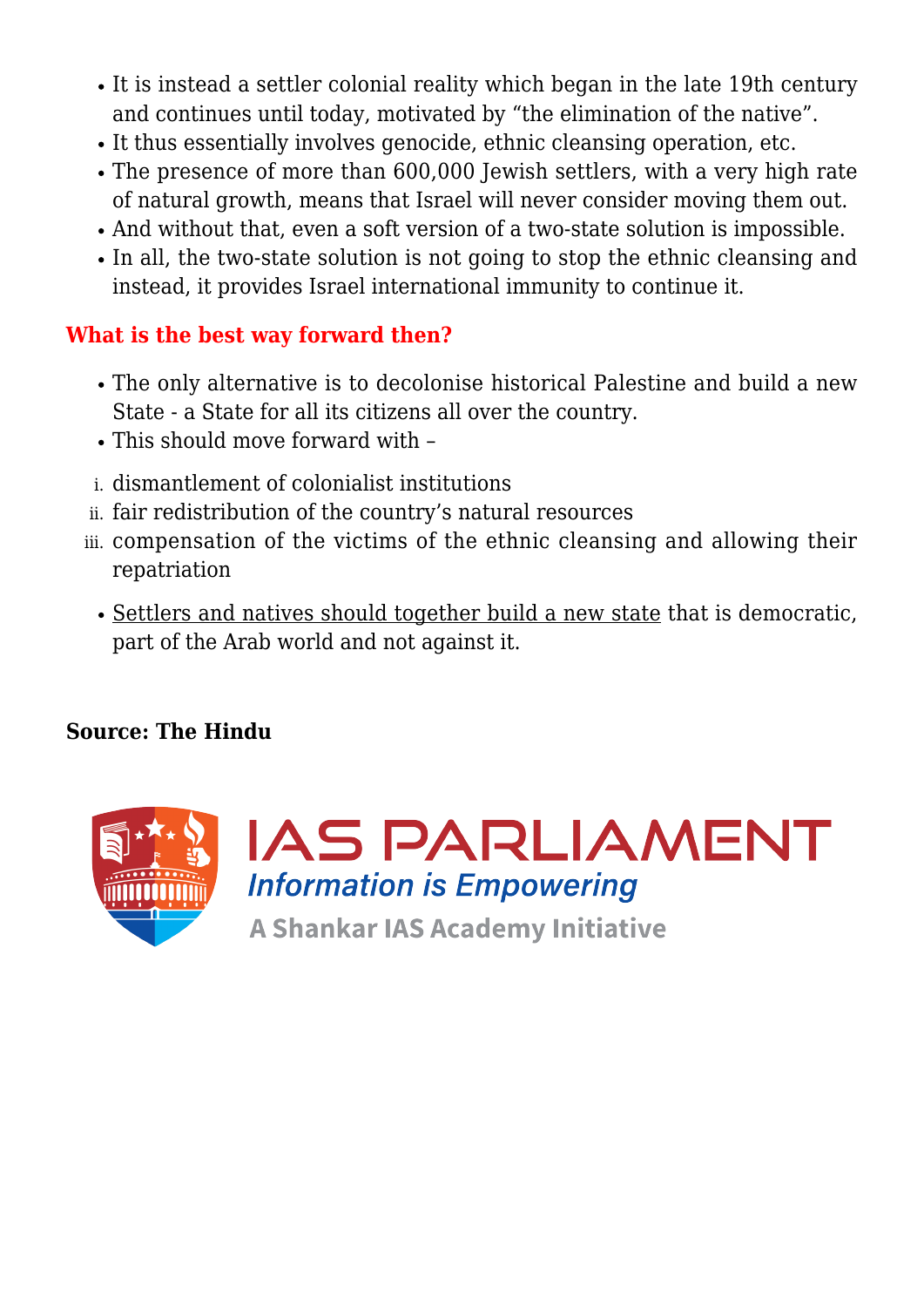- It is instead a settler colonial reality which began in the late 19th century and continues until today, motivated by "the elimination of the native".
- It thus essentially involves genocide, ethnic cleansing operation, etc.
- The presence of more than 600,000 Jewish settlers, with a very high rate of natural growth, means that Israel will never consider moving them out.
- And without that, even a soft version of a two-state solution is impossible.
- In all, the two-state solution is not going to stop the ethnic cleansing and instead, it provides Israel international immunity to continue it.

### What is the best way forward then?

- The only alternative is to decolonise historical Palestine and build a new State - a State for all its citizens all over the country.
- This should move forward with –

i. dismantlement of colonialist institutions
ii. fair redistribution of the country's natural resources
iii. compensation of the victims of the ethnic cleansing and allowing their repatriation

- Settlers and natives should together build a new state that is democratic, part of the Arab world and not against it.

**Source: The Hindu**

IAS PARLIAMENT
*Information is Empowering*
A Shankar IAS Academy Initiative